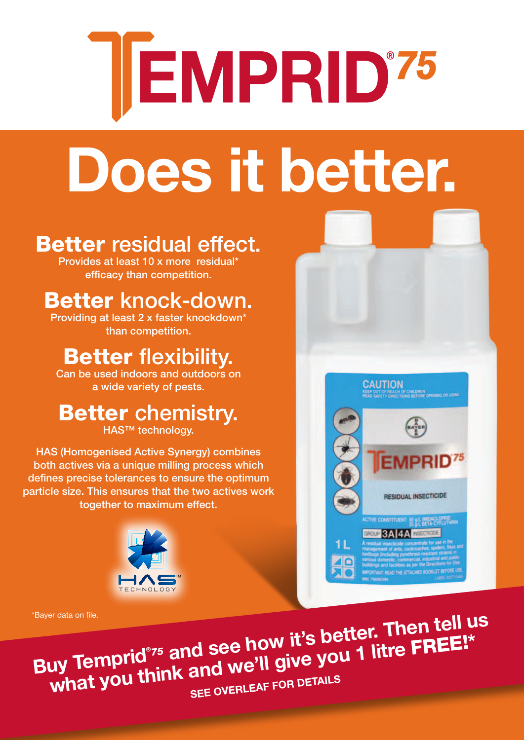# TEMPRID®75

# Does it better.

## **Better** residual effect.

Provides at least 10 x more residual* efficacy than competition.

## **Better** knock-down.

Providing at least 2 x faster knockdown* than competition.

## **Better** flexibility.

Can be used indoors and outdoors on a wide variety of pests.

## **Better** chemistry.

HAS™ technology.

HAS (Homogenised Active Synergy) combines both actives via a unique milling process which defines precise tolerances to ensure the optimum particle size. This ensures that the two actives work together to maximum effect.

HAS™ TECHNOLOGY

CAUTION
KEEP OUT OF REACH OF CHILDREN
READ SAFETY DIRECTIONS BEFORE OPENING OR USING

BAYER

TEMPRID®75

RESIDUAL INSECTICIDE

ACTIVE CONSTITUENT: 50 g/L IMIDACLOPRID
25 g/L BETA-CYFLUTHRIN

GROUP 3A|4A INSECTICIDE

A residual insecticide concentrate for use in the management of ants, cockroaches, spiders, fleas and bedbugs (including pyrethroid-resistant strains) in various domestic, commercial, industrial and public buildings and facilities as per the Directions for Use.

IMPORTANT: READ THE ATTACHED BOOKLET BEFORE USE.

1 L

*Bayer data on file.

**Buy Temprid®75 and see how it's better. Then tell us what you think and we'll give you 1 litre FREE!***

**SEE OVERLEAF FOR DETAILS**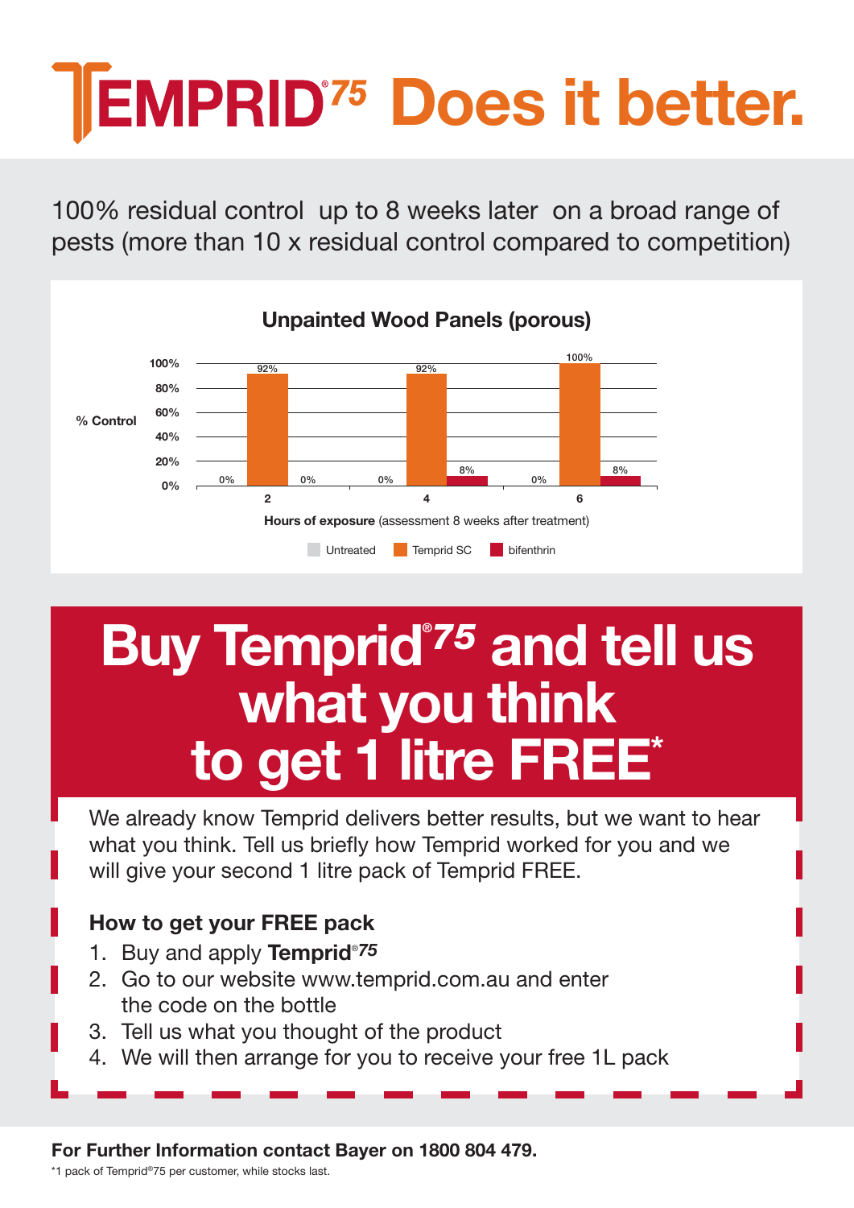# TEMPRID®75 Does it better.

100% residual control up to 8 weeks later on a broad range of pests (more than 10 x residual control compared to competition)

**Unpainted Wood Panels (porous)**

% Control

100%
80%
60%
40%
20%
0%

0% 92% 0%
0% 92% 8%
0% 100% 8%

2
4
6

**Hours of exposure** (assessment 8 weeks after treatment)

Untreated
Temprid SC
bifenthrin

## Buy Temprid®75 and tell us what you think to get 1 litre FREE*

We already know Temprid delivers better results, but we want to hear what you think. Tell us briefly how Temprid worked for you and we will give your second 1 litre pack of Temprid FREE.

### How to get your FREE pack

1. Buy and apply **Temprid®75**
2. Go to our website www.temprid.com.au and enter the code on the bottle
3. Tell us what you thought of the product
4. We will then arrange for you to receive your free 1L pack

**For Further Information contact Bayer on 1800 804 479.**

*1 pack of Temprid®75 per customer, while stocks last.